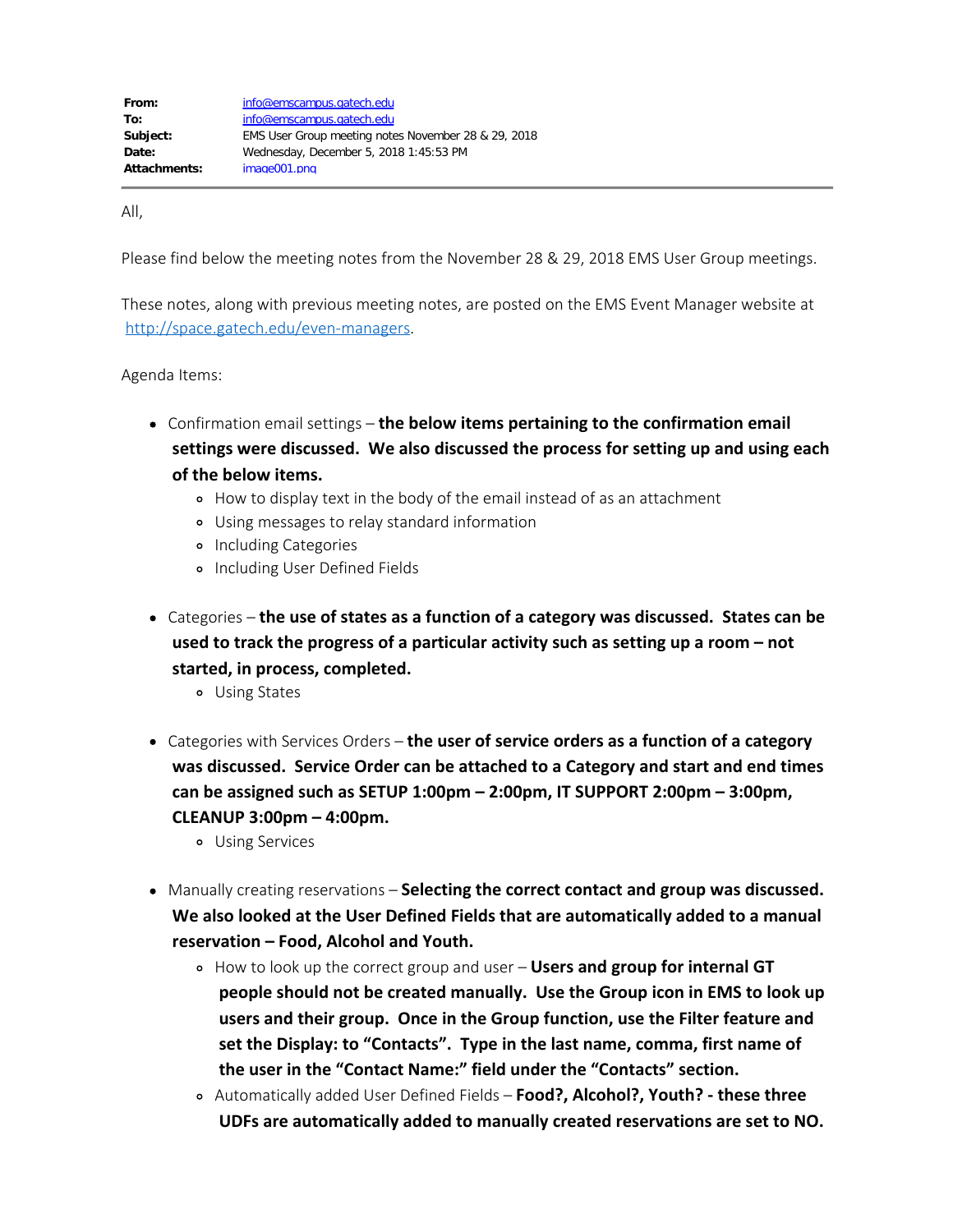| | |
|---|---|
| **From:** | info@emscampus.gatech.edu |
| **To:** | info@emscampus.gatech.edu |
| **Subject:** | EMS User Group meeting notes November 28 & 29, 2018 |
| **Date:** | Wednesday, December 5, 2018 1:45:53 PM |
| **Attachments:** | image001.png |

All,

Please find below the meeting notes from the November 28 & 29, 2018 EMS User Group meetings.

These notes, along with previous meeting notes, are posted on the EMS Event Manager website at http://space.gatech.edu/even-managers.

Agenda Items:

- Confirmation email settings – **the below items pertaining to the confirmation email settings were discussed. We also discussed the process for setting up and using each of the below items.**
  - How to display text in the body of the email instead of as an attachment
  - Using messages to relay standard information
  - Including Categories
  - Including User Defined Fields

- Categories – **the use of states as a function of a category was discussed. States can be used to track the progress of a particular activity such as setting up a room – not started, in process, completed.**
  - Using States

- Categories with Services Orders – **the user of service orders as a function of a category was discussed. Service Order can be attached to a Category and start and end times can be assigned such as SETUP 1:00pm – 2:00pm, IT SUPPORT 2:00pm – 3:00pm, CLEANUP 3:00pm – 4:00pm.**
  - Using Services

- Manually creating reservations – **Selecting the correct contact and group was discussed. We also looked at the User Defined Fields that are automatically added to a manual reservation – Food, Alcohol and Youth.**
  - How to look up the correct group and user – **Users and group for internal GT people should not be created manually. Use the Group icon in EMS to look up users and their group. Once in the Group function, use the Filter feature and set the Display: to "Contacts". Type in the last name, comma, first name of the user in the "Contact Name:" field under the "Contacts" section.**
  - Automatically added User Defined Fields – **Food?, Alcohol?, Youth? - these three UDFs are automatically added to manually created reservations are set to NO.**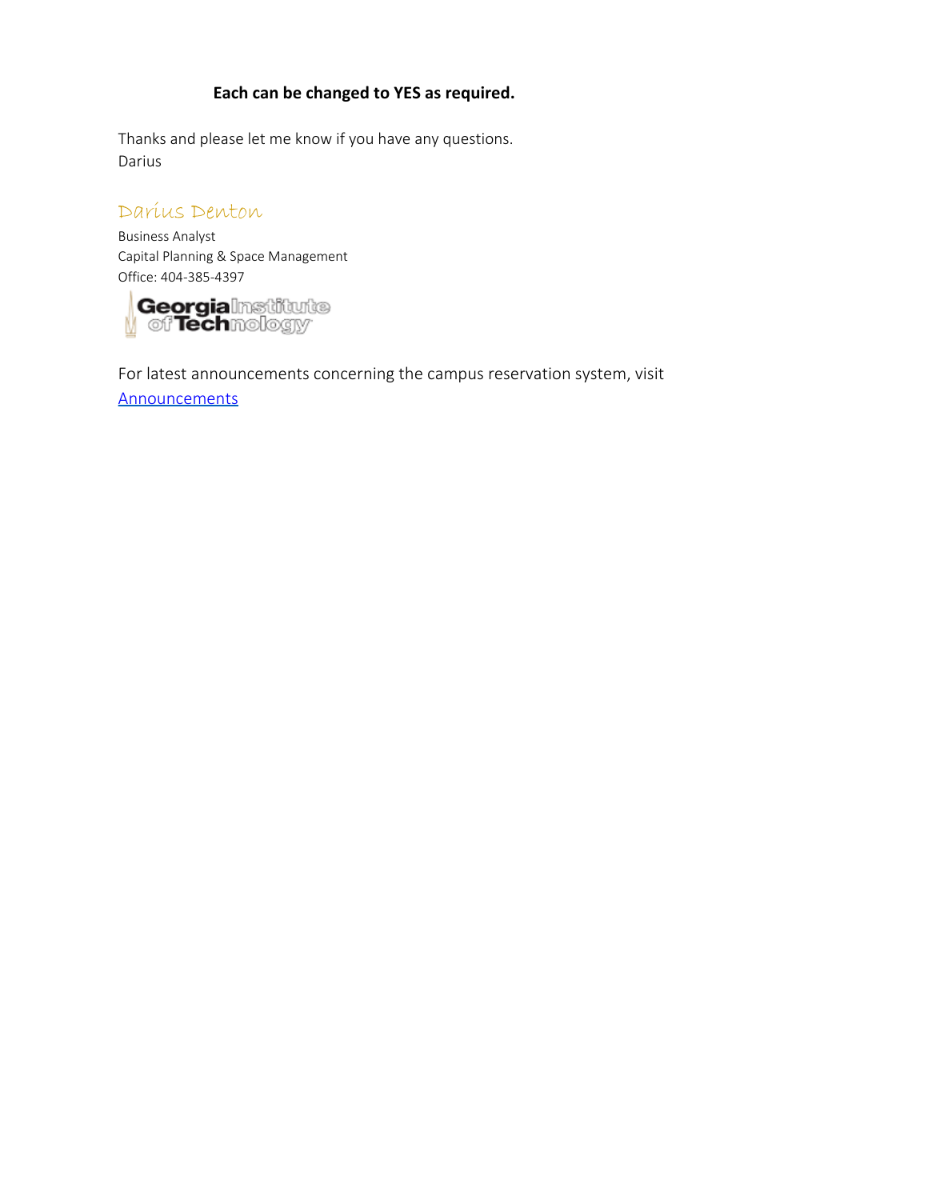**Each can be changed to YES as required.**

Thanks and please let me know if you have any questions.
Darius

Darius Denton
Business Analyst
Capital Planning & Space Management
Office: 404-385-4397

Georgia Institute of Technology

For latest announcements concerning the campus reservation system, visit
[Announcements]()